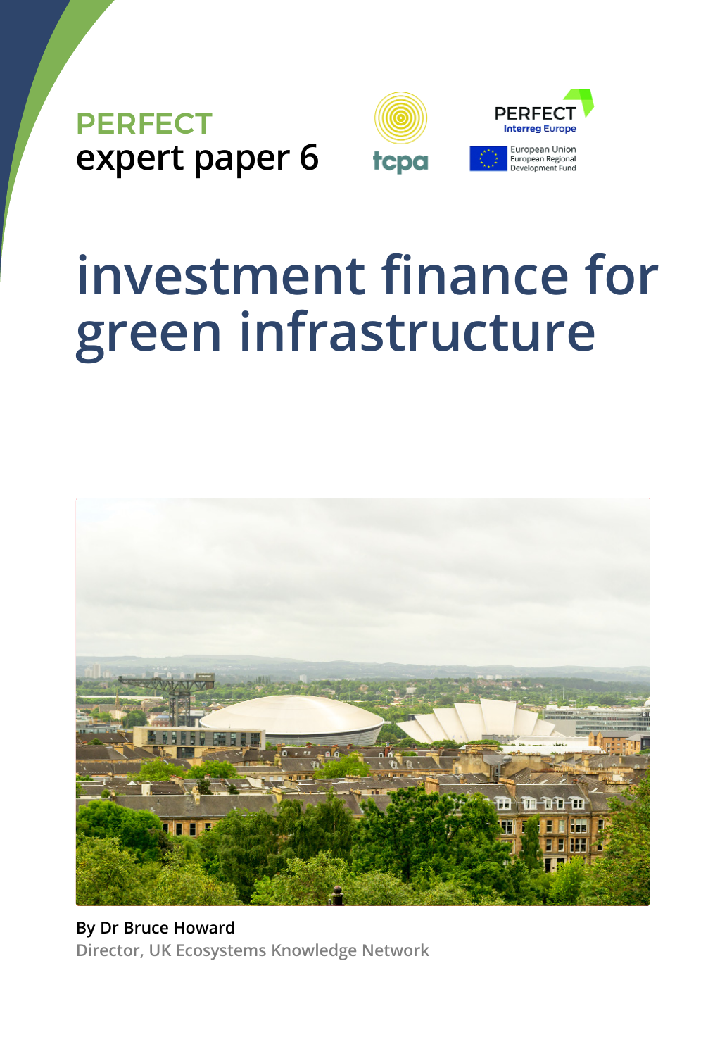**PERFECT**
**expert paper 6**

tcpa

PERFECT
Interreg Europe

European Union
European Regional Development Fund

# investment finance for green infrastructure

**By Dr Bruce Howard**
Director, UK Ecosystems Knowledge Network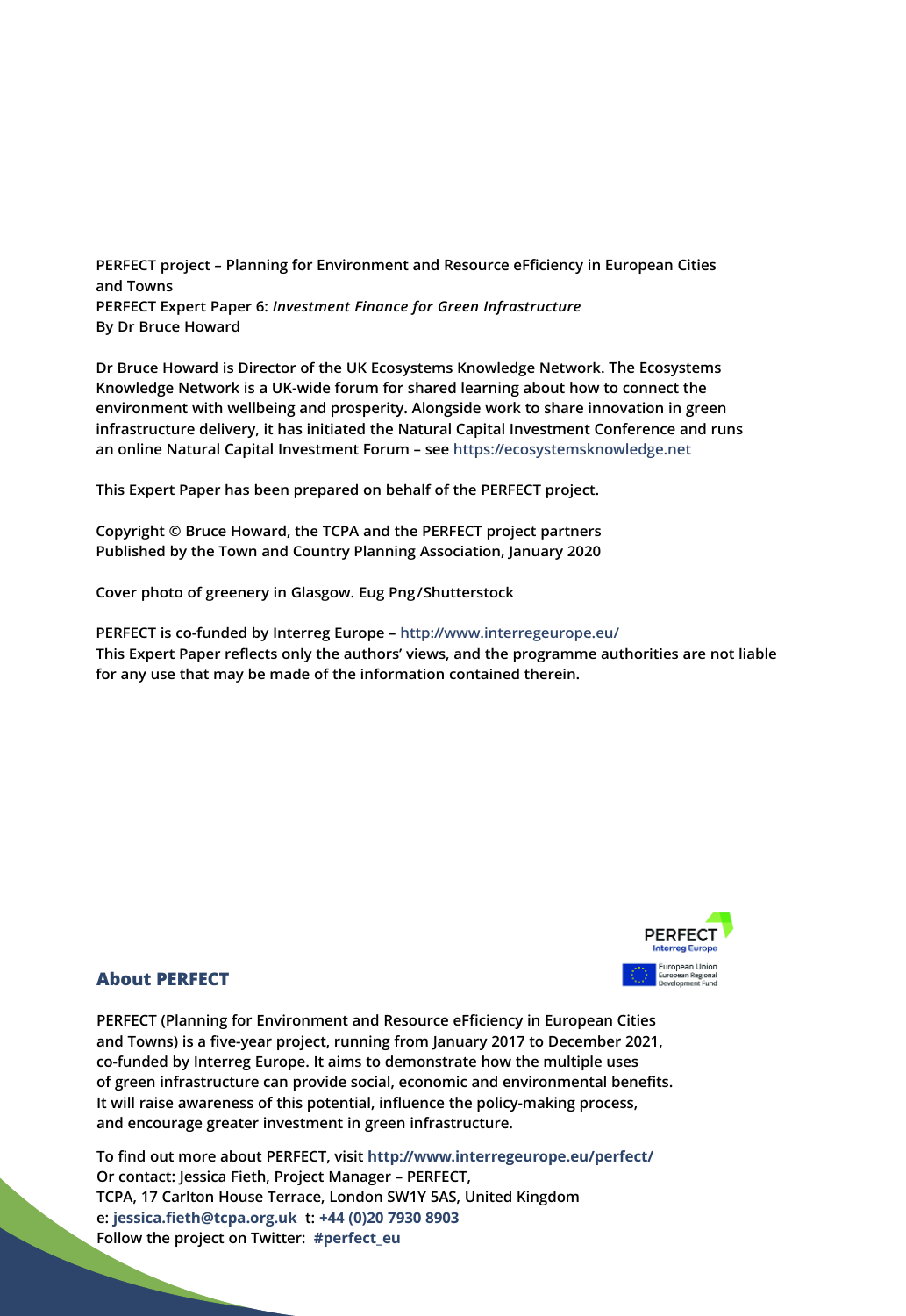**PERFECT project – Planning for Environment and Resource eFficiency in European Cities and Towns**
**PERFECT Expert Paper 6: *Investment Finance for Green Infrastructure***
**By Dr Bruce Howard**

**Dr Bruce Howard is Director of the UK Ecosystems Knowledge Network. The Ecosystems Knowledge Network is a UK-wide forum for shared learning about how to connect the environment with wellbeing and prosperity. Alongside work to share innovation in green infrastructure delivery, it has initiated the Natural Capital Investment Conference and runs an online Natural Capital Investment Forum – see https://ecosystemsknowledge.net**

**This Expert Paper has been prepared on behalf of the PERFECT project.**

**Copyright © Bruce Howard, the TCPA and the PERFECT project partners**
**Published by the Town and Country Planning Association, January 2020**

**Cover photo of greenery in Glasgow. Eug Png/Shutterstock**

**PERFECT is co-funded by Interreg Europe – http://www.interregeurope.eu/**
**This Expert Paper reflects only the authors' views, and the programme authorities are not liable for any use that may be made of the information contained therein.**

PERFECT
Interreg Europe
European Union
European Regional Development Fund

## About PERFECT

**PERFECT (Planning for Environment and Resource eFficiency in European Cities and Towns) is a five-year project, running from January 2017 to December 2021, co-funded by Interreg Europe. It aims to demonstrate how the multiple uses of green infrastructure can provide social, economic and environmental benefits. It will raise awareness of this potential, influence the policy-making process, and encourage greater investment in green infrastructure.**

**To find out more about PERFECT, visit http://www.interregeurope.eu/perfect/**
**Or contact: Jessica Fieth, Project Manager – PERFECT,**
**TCPA, 17 Carlton House Terrace, London SW1Y 5AS, United Kingdom**
**e: jessica.fieth@tcpa.org.uk t: +44 (0)20 7930 8903**
**Follow the project on Twitter: #perfect_eu**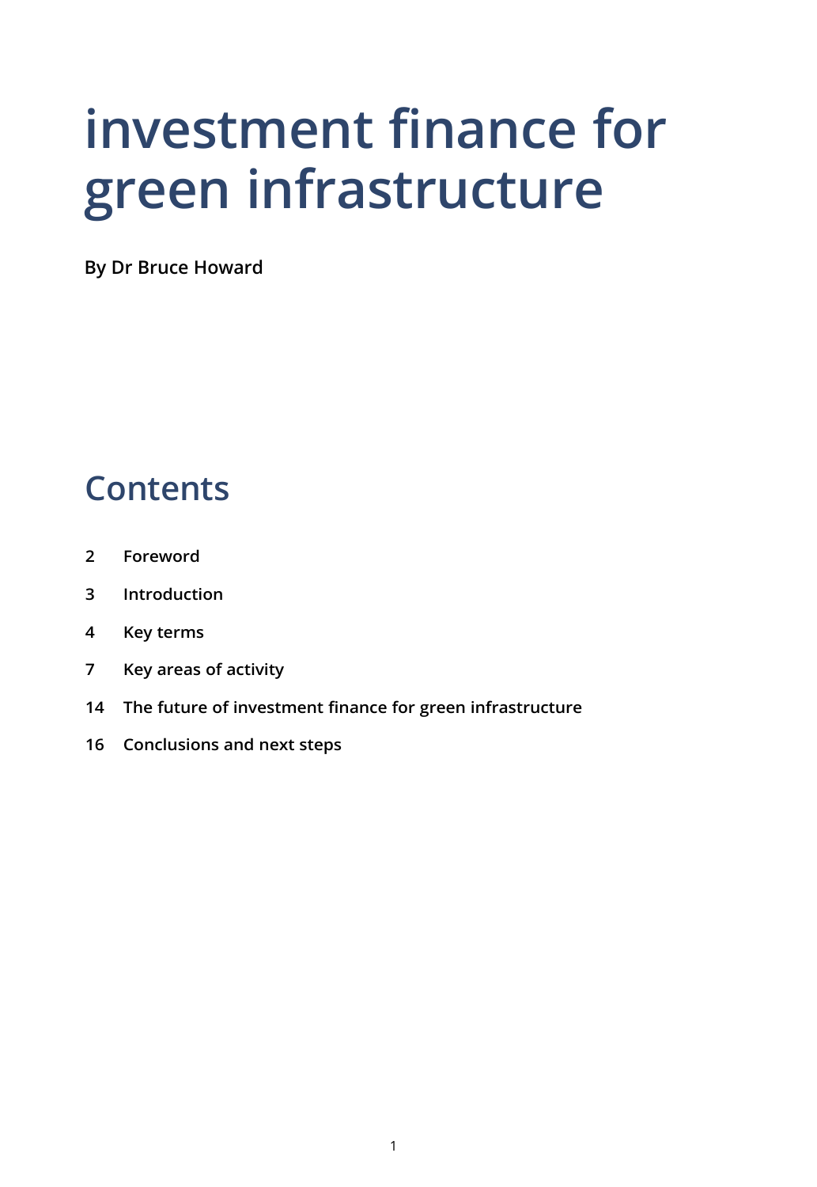# investment finance for green infrastructure

**By Dr Bruce Howard**

## Contents

| | |
|---|---|
| 2 | Foreword |
| 3 | Introduction |
| 4 | Key terms |
| 7 | Key areas of activity |
| 14 | The future of investment finance for green infrastructure |
| 16 | Conclusions and next steps |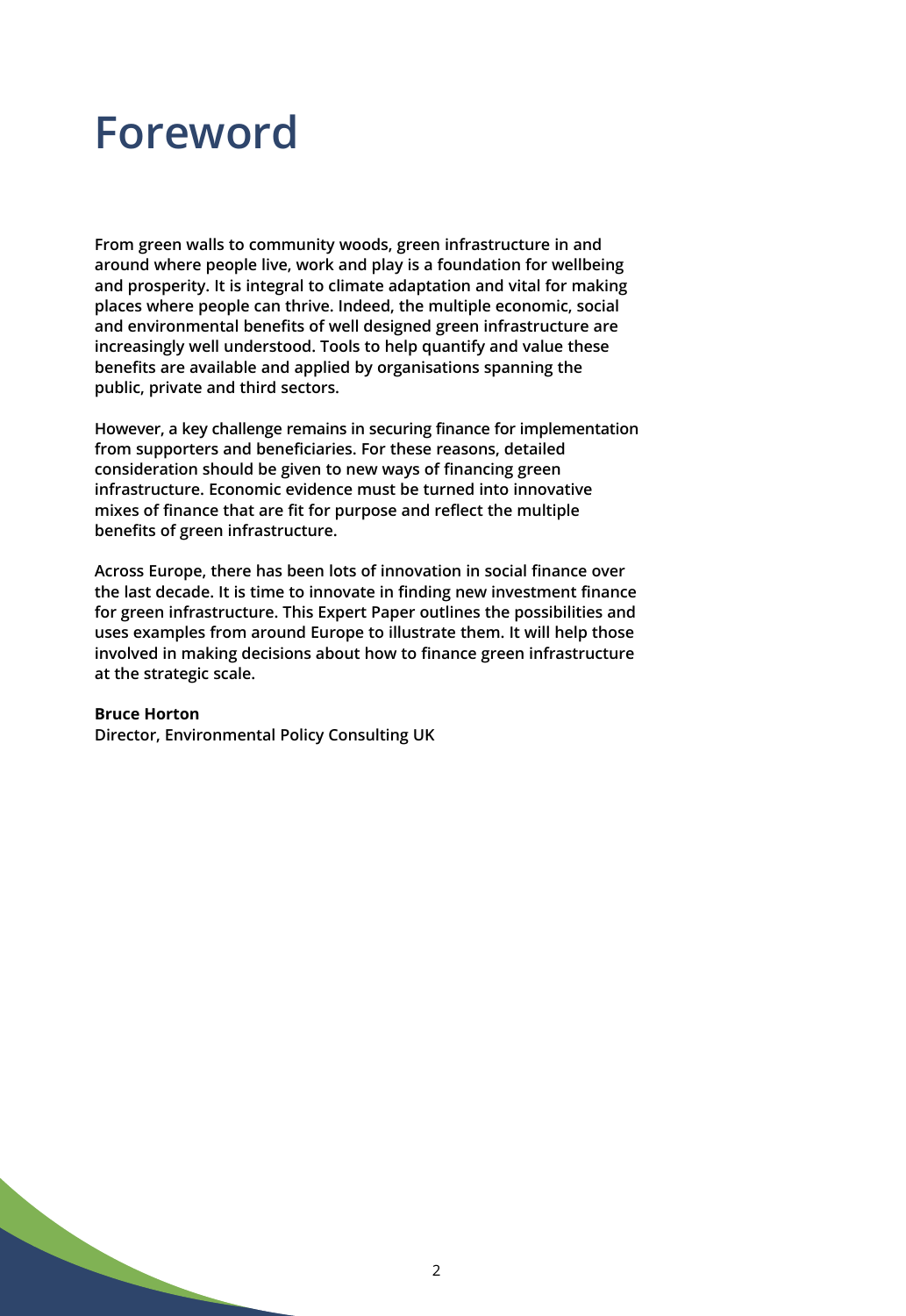# Foreword

**From green walls to community woods, green infrastructure in and around where people live, work and play is a foundation for wellbeing and prosperity. It is integral to climate adaptation and vital for making places where people can thrive. Indeed, the multiple economic, social and environmental benefits of well designed green infrastructure are increasingly well understood. Tools to help quantify and value these benefits are available and applied by organisations spanning the public, private and third sectors.**

**However, a key challenge remains in securing finance for implementation from supporters and beneficiaries. For these reasons, detailed consideration should be given to new ways of financing green infrastructure. Economic evidence must be turned into innovative mixes of finance that are fit for purpose and reflect the multiple benefits of green infrastructure.**

**Across Europe, there has been lots of innovation in social finance over the last decade. It is time to innovate in finding new investment finance for green infrastructure. This Expert Paper outlines the possibilities and uses examples from around Europe to illustrate them. It will help those involved in making decisions about how to finance green infrastructure at the strategic scale.**

**Bruce Horton**
**Director, Environmental Policy Consulting UK**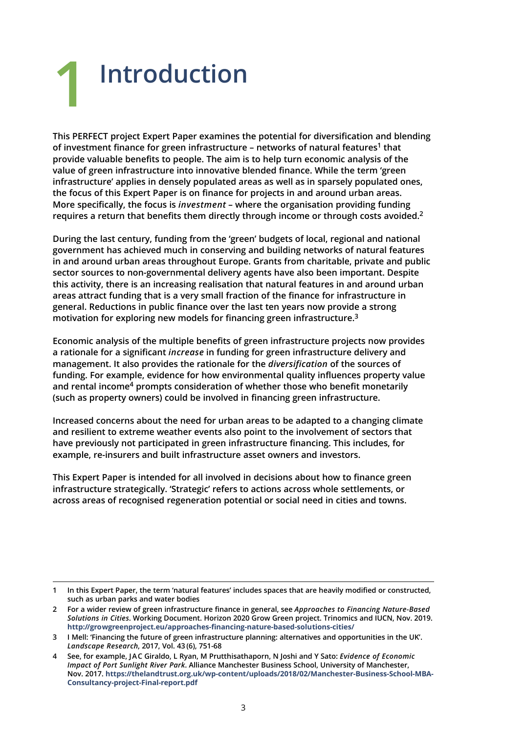# 1 Introduction

**This PERFECT project Expert Paper examines the potential for diversification and blending of investment finance for green infrastructure – networks of natural features[1] that provide valuable benefits to people. The aim is to help turn economic analysis of the value of green infrastructure into innovative blended finance. While the term 'green infrastructure' applies in densely populated areas as well as in sparsely populated ones, the focus of this Expert Paper is on finance for projects in and around urban areas. More specifically, the focus is *investment* – where the organisation providing funding requires a return that benefits them directly through income or through costs avoided.[2]**

**During the last century, funding from the 'green' budgets of local, regional and national government has achieved much in conserving and building networks of natural features in and around urban areas throughout Europe. Grants from charitable, private and public sector sources to non-governmental delivery agents have also been important. Despite this activity, there is an increasing realisation that natural features in and around urban areas attract funding that is a very small fraction of the finance for infrastructure in general. Reductions in public finance over the last ten years now provide a strong motivation for exploring new models for financing green infrastructure.[3]**

**Economic analysis of the multiple benefits of green infrastructure projects now provides a rationale for a significant *increase* in funding for green infrastructure delivery and management. It also provides the rationale for the *diversification* of the sources of funding. For example, evidence for how environmental quality influences property value and rental income[4] prompts consideration of whether those who benefit monetarily (such as property owners) could be involved in financing green infrastructure.**

**Increased concerns about the need for urban areas to be adapted to a changing climate and resilient to extreme weather events also point to the involvement of sectors that have previously not participated in green infrastructure financing. This includes, for example, re-insurers and built infrastructure asset owners and investors.**

**This Expert Paper is intended for all involved in decisions about how to finance green infrastructure strategically. 'Strategic' refers to actions across whole settlements, or across areas of recognised regeneration potential or social need in cities and towns.**

---

1 In this Expert Paper, the term 'natural features' includes spaces that are heavily modified or constructed, such as urban parks and water bodies

2 For a wider review of green infrastructure finance in general, see *Approaches to Financing Nature-Based Solutions in Cities*. Working Document. Horizon 2020 Grow Green project. Trinomics and IUCN, Nov. 2019. http://growgreenproject.eu/approaches-financing-nature-based-solutions-cities/

3 I Mell: 'Financing the future of green infrastructure planning: alternatives and opportunities in the UK'. *Landscape Research*, 2017, Vol. 43 (6), 751-68

4 See, for example, JAC Giraldo, L Ryan, M Prutthisathaporn, N Joshi and Y Sato: *Evidence of Economic Impact of Port Sunlight River Park*. Alliance Manchester Business School, University of Manchester, Nov. 2017. https://thelandtrust.org.uk/wp-content/uploads/2018/02/Manchester-Business-School-MBA-Consultancy-project-Final-report.pdf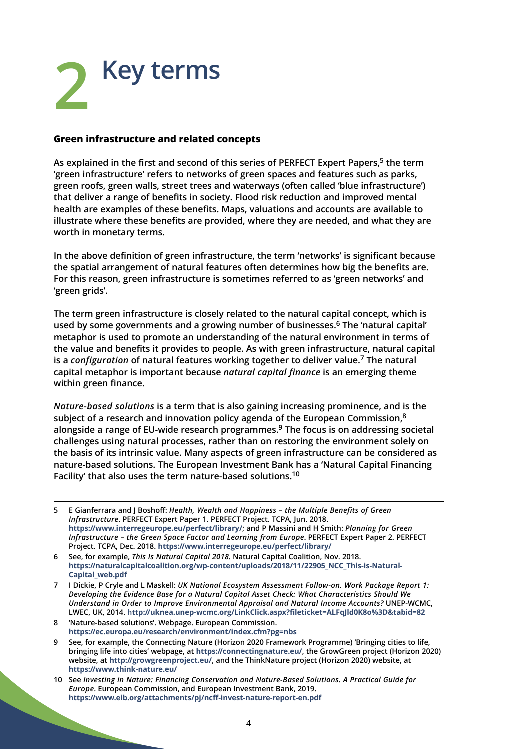# 2 Key terms

### Green infrastructure and related concepts

As explained in the first and second of this series of PERFECT Expert Papers,[5] the term 'green infrastructure' refers to networks of green spaces and features such as parks, green roofs, green walls, street trees and waterways (often called 'blue infrastructure') that deliver a range of benefits in society. Flood risk reduction and improved mental health are examples of these benefits. Maps, valuations and accounts are available to illustrate where these benefits are provided, where they are needed, and what they are worth in monetary terms.

In the above definition of green infrastructure, the term 'networks' is significant because the spatial arrangement of natural features often determines how big the benefits are. For this reason, green infrastructure is sometimes referred to as 'green networks' and 'green grids'.

The term green infrastructure is closely related to the natural capital concept, which is used by some governments and a growing number of businesses.[6] The 'natural capital' metaphor is used to promote an understanding of the natural environment in terms of the value and benefits it provides to people. As with green infrastructure, natural capital is a *configuration* of natural features working together to deliver value.[7] The natural capital metaphor is important because *natural capital finance* is an emerging theme within green finance.

*Nature-based solutions* is a term that is also gaining increasing prominence, and is the subject of a research and innovation policy agenda of the European Commission,[8] alongside a range of EU-wide research programmes.[9] The focus is on addressing societal challenges using natural processes, rather than on restoring the environment solely on the basis of its intrinsic value. Many aspects of green infrastructure can be considered as nature-based solutions. The European Investment Bank has a 'Natural Capital Financing Facility' that also uses the term nature-based solutions.[10]

---

5 E Gianferrara and J Boshoff: *Health, Wealth and Happiness – the Multiple Benefits of Green Infrastructure*. PERFECT Expert Paper 1. PERFECT Project. TCPA, Jun. 2018. **https://www.interregeurope.eu/perfect/library/**; and P Massini and H Smith: *Planning for Green Infrastructure – the Green Space Factor and Learning from Europe*. PERFECT Expert Paper 2. PERFECT Project. TCPA, Dec. 2018. **https://www.interregeurope.eu/perfect/library/**

6 See, for example, *This Is Natural Capital 2018*. Natural Capital Coalition, Nov. 2018. **https://naturalcapitalcoalition.org/wp-content/uploads/2018/11/22905_NCC_This-is-Natural-Capital_web.pdf**

7 I Dickie, P Cryle and L Maskell: *UK National Ecosystem Assessment Follow-on. Work Package Report 1: Developing the Evidence Base for a Natural Capital Asset Check: What Characteristics Should We Understand in Order to Improve Environmental Appraisal and Natural Income Accounts?* UNEP-WCMC, LWEC, UK, 2014. **http://uknea.unep-wcmc.org/LinkClick.aspx?fileticket=ALFqJld0K8o%3D&tabid=82**

8 'Nature-based solutions'. Webpage. European Commission. **https://ec.europa.eu/research/environment/index.cfm?pg=nbs**

9 See, for example, the Connecting Nature (Horizon 2020 Framework Programme) 'Bringing cities to life, bringing life into cities' webpage, at **https://connectingnature.eu/**, the GrowGreen project (Horizon 2020) website, at **http://growgreenproject.eu/**, and the ThinkNature project (Horizon 2020) website, at **https://www.think-nature.eu/**

10 See *Investing in Nature: Financing Conservation and Nature-Based Solutions. A Practical Guide for Europe*. European Commission, and European Investment Bank, 2019. **https://www.eib.org/attachments/pj/ncff-invest-nature-report-en.pdf**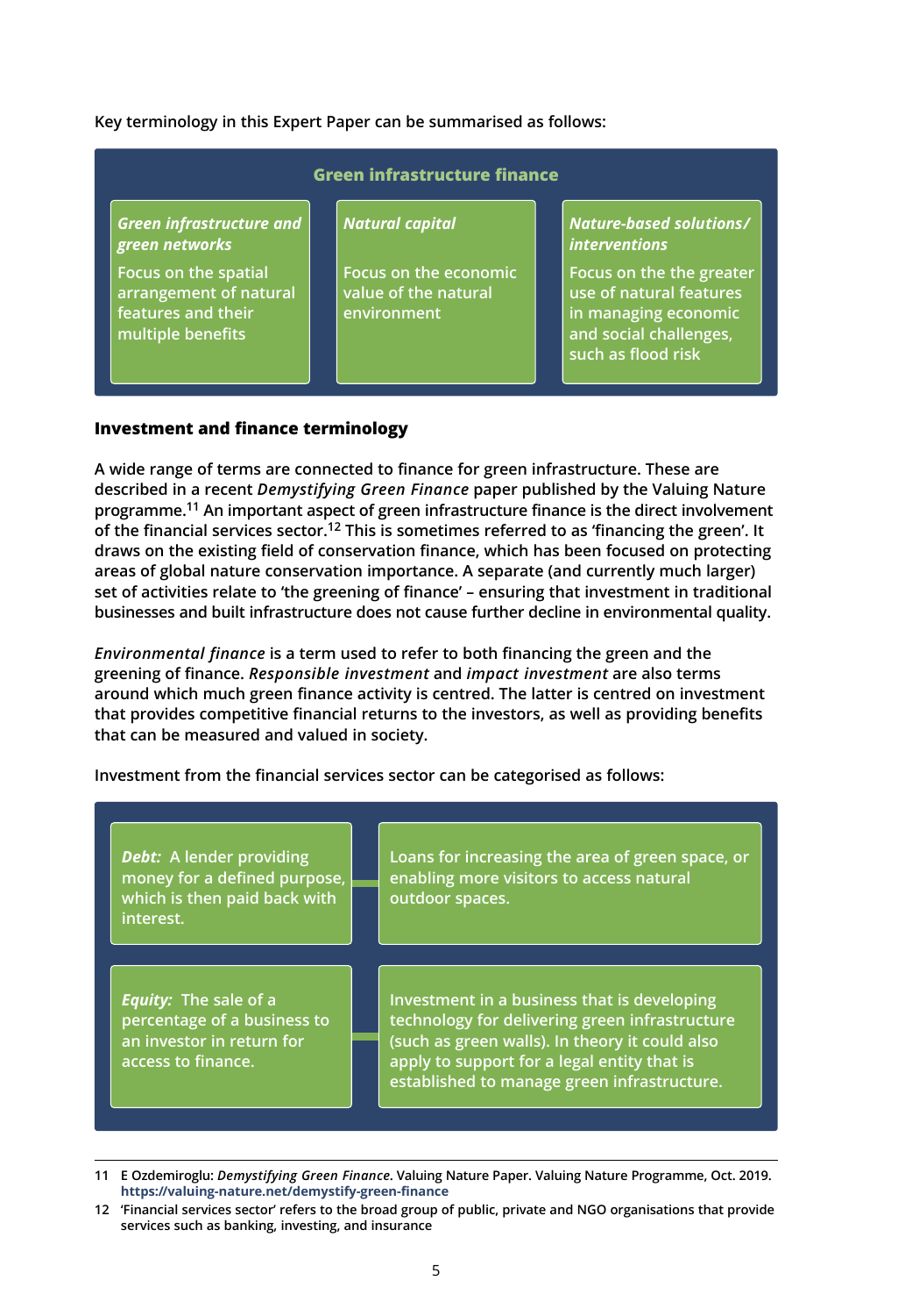Key terminology in this Expert Paper can be summarised as follows:

**Green infrastructure finance**

| *Green infrastructure and green networks* | *Natural capital* | *Nature-based solutions/ interventions* |
| --- | --- | --- |
| Focus on the spatial arrangement of natural features and their multiple benefits | Focus on the economic value of the natural environment | Focus on the the greater use of natural features in managing economic and social challenges, such as flood risk |

### Investment and finance terminology

A wide range of terms are connected to finance for green infrastructure. These are described in a recent *Demystifying Green Finance* paper published by the Valuing Nature programme.[11] An important aspect of green infrastructure finance is the direct involvement of the financial services sector.[12] This is sometimes referred to as 'financing the green'. It draws on the existing field of conservation finance, which has been focused on protecting areas of global nature conservation importance. A separate (and currently much larger) set of activities relate to 'the greening of finance' – ensuring that investment in traditional businesses and built infrastructure does not cause further decline in environmental quality.

*Environmental finance* is a term used to refer to both financing the green and the greening of finance. *Responsible investment* and *impact investment* are also terms around which much green finance activity is centred. The latter is centred on investment that provides competitive financial returns to the investors, as well as providing benefits that can be measured and valued in society.

Investment from the financial services sector can be categorised as follows:

| Type | Example |
| --- | --- |
| *Debt:* A lender providing money for a defined purpose, which is then paid back with interest. | Loans for increasing the area of green space, or enabling more visitors to access natural outdoor spaces. |
| *Equity:* The sale of a percentage of a business to an investor in return for access to finance. | Investment in a business that is developing technology for delivering green infrastructure (such as green walls). In theory it could also apply to support for a legal entity that is established to manage green infrastructure. |

11 E Ozdemiroglu: *Demystifying Green Finance.* Valuing Nature Paper. Valuing Nature Programme, Oct. 2019. https://valuing-nature.net/demystify-green-finance

12 'Financial services sector' refers to the broad group of public, private and NGO organisations that provide services such as banking, investing, and insurance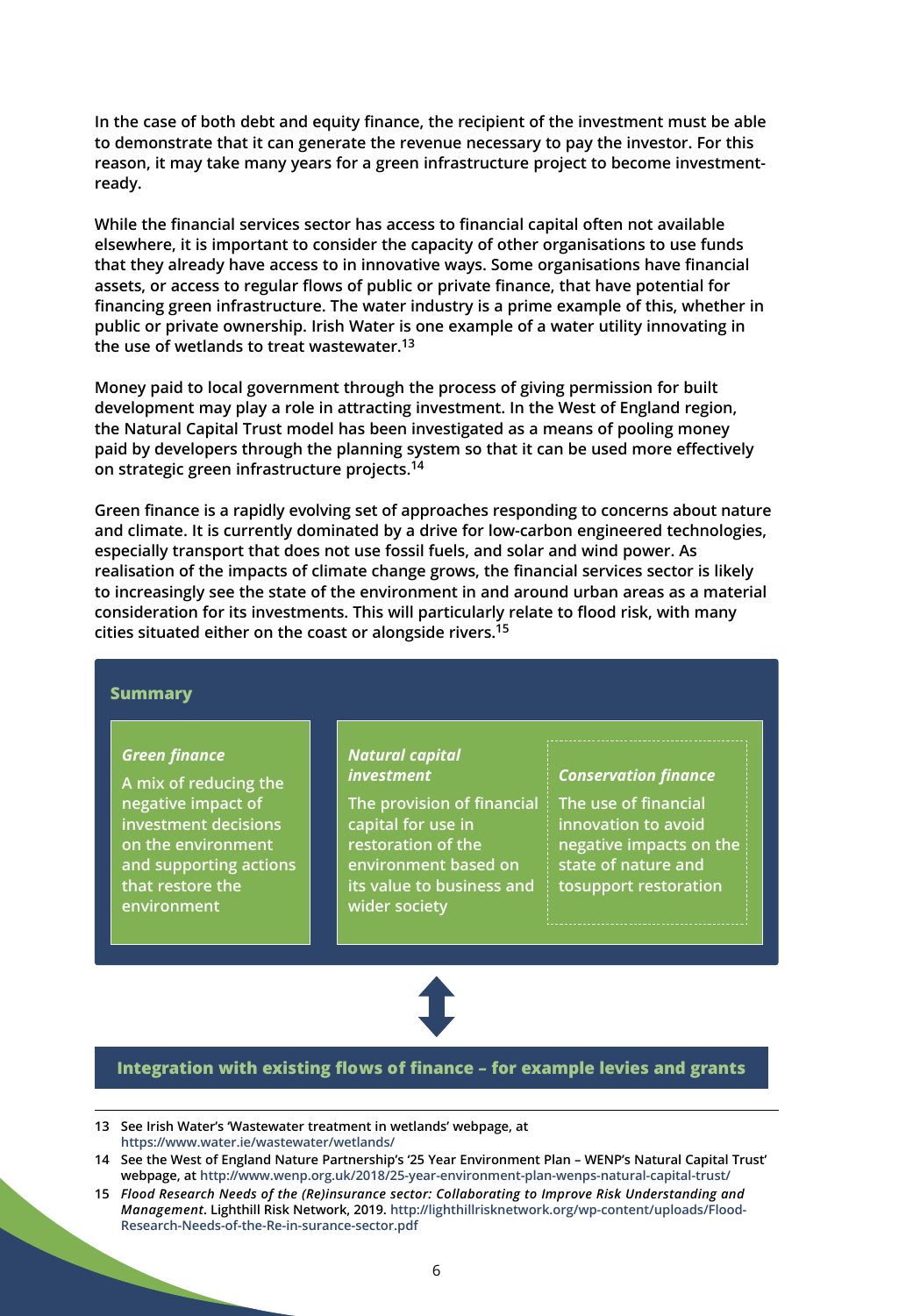In the case of both debt and equity finance, the recipient of the investment must be able to demonstrate that it can generate the revenue necessary to pay the investor. For this reason, it may take many years for a green infrastructure project to become investment-ready.

While the financial services sector has access to financial capital often not available elsewhere, it is important to consider the capacity of other organisations to use funds that they already have access to in innovative ways. Some organisations have financial assets, or access to regular flows of public or private finance, that have potential for financing green infrastructure. The water industry is a prime example of this, whether in public or private ownership. Irish Water is one example of a water utility innovating in the use of wetlands to treat wastewater.[13]

Money paid to local government through the process of giving permission for built development may play a role in attracting investment. In the West of England region, the Natural Capital Trust model has been investigated as a means of pooling money paid by developers through the planning system so that it can be used more effectively on strategic green infrastructure projects.[14]

Green finance is a rapidly evolving set of approaches responding to concerns about nature and climate. It is currently dominated by a drive for low-carbon engineered technologies, especially transport that does not use fossil fuels, and solar and wind power. As realisation of the impacts of climate change grows, the financial services sector is likely to increasingly see the state of the environment in and around urban areas as a material consideration for its investments. This will particularly relate to flood risk, with many cities situated either on the coast or alongside rivers.[15]

**Summary**

***Green finance***

A mix of reducing the negative impact of investment decisions on the environment and supporting actions that restore the environment

***Natural capital investment***

The provision of financial capital for use in restoration of the environment based on its value to business and wider society

***Conservation finance***

The use of financial innovation to avoid negative impacts on the state of nature and tosupport restoration

**Integration with existing flows of finance – for example levies and grants**

---

13 See Irish Water's 'Wastewater treatment in wetlands' webpage, at https://www.water.ie/wastewater/wetlands/

14 See the West of England Nature Partnership's '25 Year Environment Plan – WENP's Natural Capital Trust' webpage, at http://www.wenp.org.uk/2018/25-year-environment-plan-wenps-natural-capital-trust/

15 *Flood Research Needs of the (Re)insurance sector: Collaborating to Improve Risk Understanding and Management*. Lighthill Risk Network, 2019. http://lighthillrisknetwork.org/wp-content/uploads/Flood-Research-Needs-of-the-Re-in-surance-sector.pdf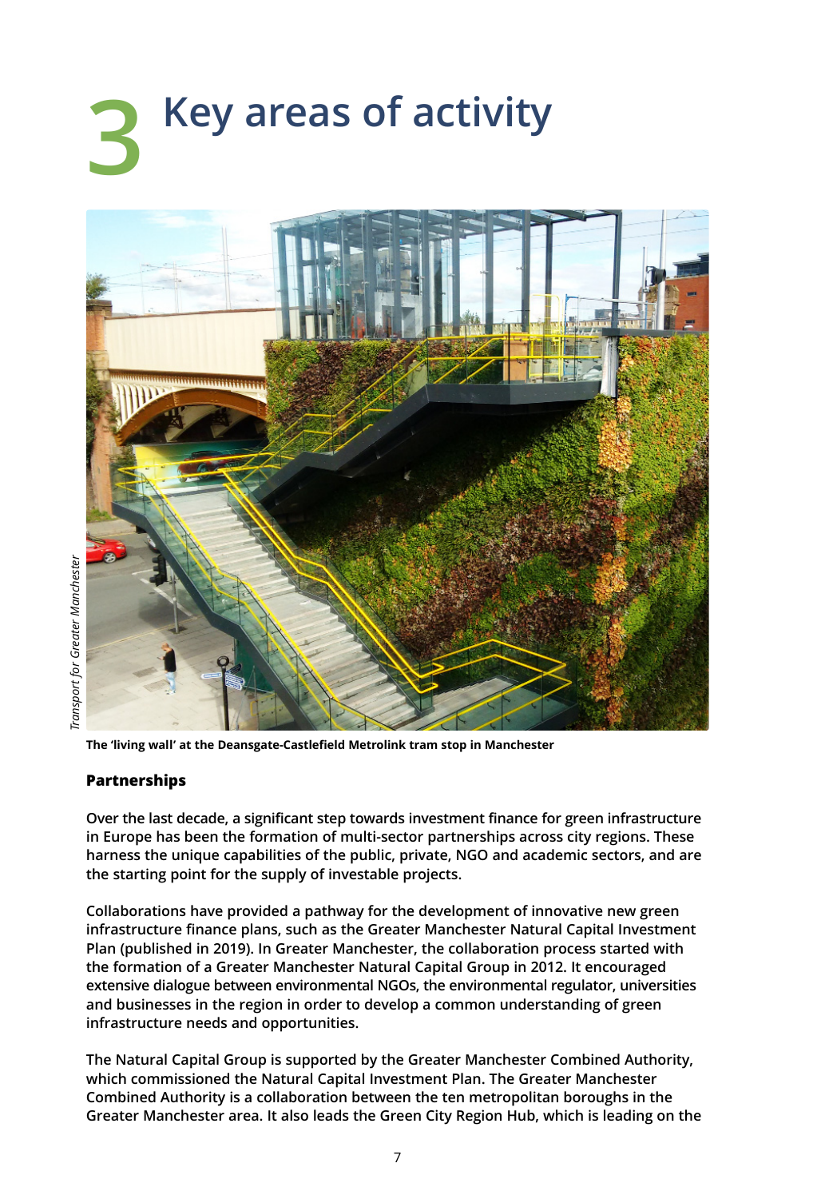# 3 Key areas of activity

*Transport for Greater Manchester*

**The 'living wall' at the Deansgate-Castlefield Metrolink tram stop in Manchester**

## Partnerships

Over the last decade, a significant step towards investment finance for green infrastructure in Europe has been the formation of multi-sector partnerships across city regions. These harness the unique capabilities of the public, private, NGO and academic sectors, and are the starting point for the supply of investable projects.

Collaborations have provided a pathway for the development of innovative new green infrastructure finance plans, such as the Greater Manchester Natural Capital Investment Plan (published in 2019). In Greater Manchester, the collaboration process started with the formation of a Greater Manchester Natural Capital Group in 2012. It encouraged extensive dialogue between environmental NGOs, the environmental regulator, universities and businesses in the region in order to develop a common understanding of green infrastructure needs and opportunities.

The Natural Capital Group is supported by the Greater Manchester Combined Authority, which commissioned the Natural Capital Investment Plan. The Greater Manchester Combined Authority is a collaboration between the ten metropolitan boroughs in the Greater Manchester area. It also leads the Green City Region Hub, which is leading on the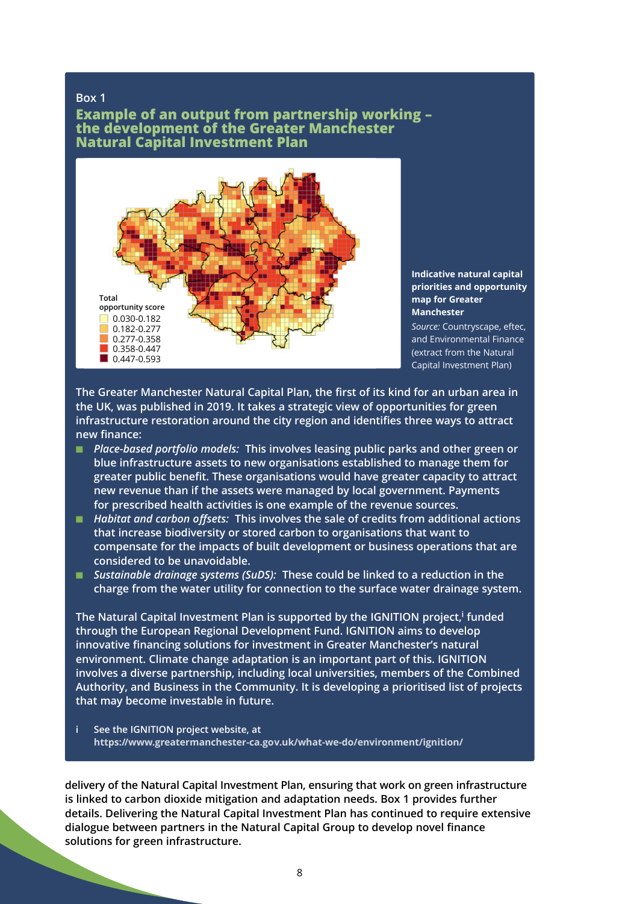Box 1

## Example of an output from partnership working – the development of the Greater Manchester Natural Capital Investment Plan

Total opportunity score
- 0.030-0.182
- 0.182-0.277
- 0.277-0.358
- 0.358-0.447
- 0.447-0.593

**Indicative natural capital priorities and opportunity map for Greater Manchester**

*Source:* Countryscape, eftec, and Environmental Finance (extract from the Natural Capital Investment Plan)

The Greater Manchester Natural Capital Plan, the first of its kind for an urban area in the UK, was published in 2019. It takes a strategic view of opportunities for green infrastructure restoration around the city region and identifies three ways to attract new finance:

- *Place-based portfolio models:* This involves leasing public parks and other green or blue infrastructure assets to new organisations established to manage them for greater public benefit. These organisations would have greater capacity to attract new revenue than if the assets were managed by local government. Payments for prescribed health activities is one example of the revenue sources.
- *Habitat and carbon offsets:* This involves the sale of credits from additional actions that increase biodiversity or stored carbon to organisations that want to compensate for the impacts of built development or business operations that are considered to be unavoidable.
- *Sustainable drainage systems (SuDS):* These could be linked to a reduction in the charge from the water utility for connection to the surface water drainage system.

The Natural Capital Investment Plan is supported by the IGNITION project,[i] funded through the European Regional Development Fund. IGNITION aims to develop innovative financing solutions for investment in Greater Manchester's natural environment. Climate change adaptation is an important part of this. IGNITION involves a diverse partnership, including local universities, members of the Combined Authority, and Business in the Community. It is developing a prioritised list of projects that may become investable in future.

i See the IGNITION project website, at **https://www.greatermanchester-ca.gov.uk/what-we-do/environment/ignition/**

delivery of the Natural Capital Investment Plan, ensuring that work on green infrastructure is linked to carbon dioxide mitigation and adaptation needs. Box 1 provides further details. Delivering the Natural Capital Investment Plan has continued to require extensive dialogue between partners in the Natural Capital Group to develop novel finance solutions for green infrastructure.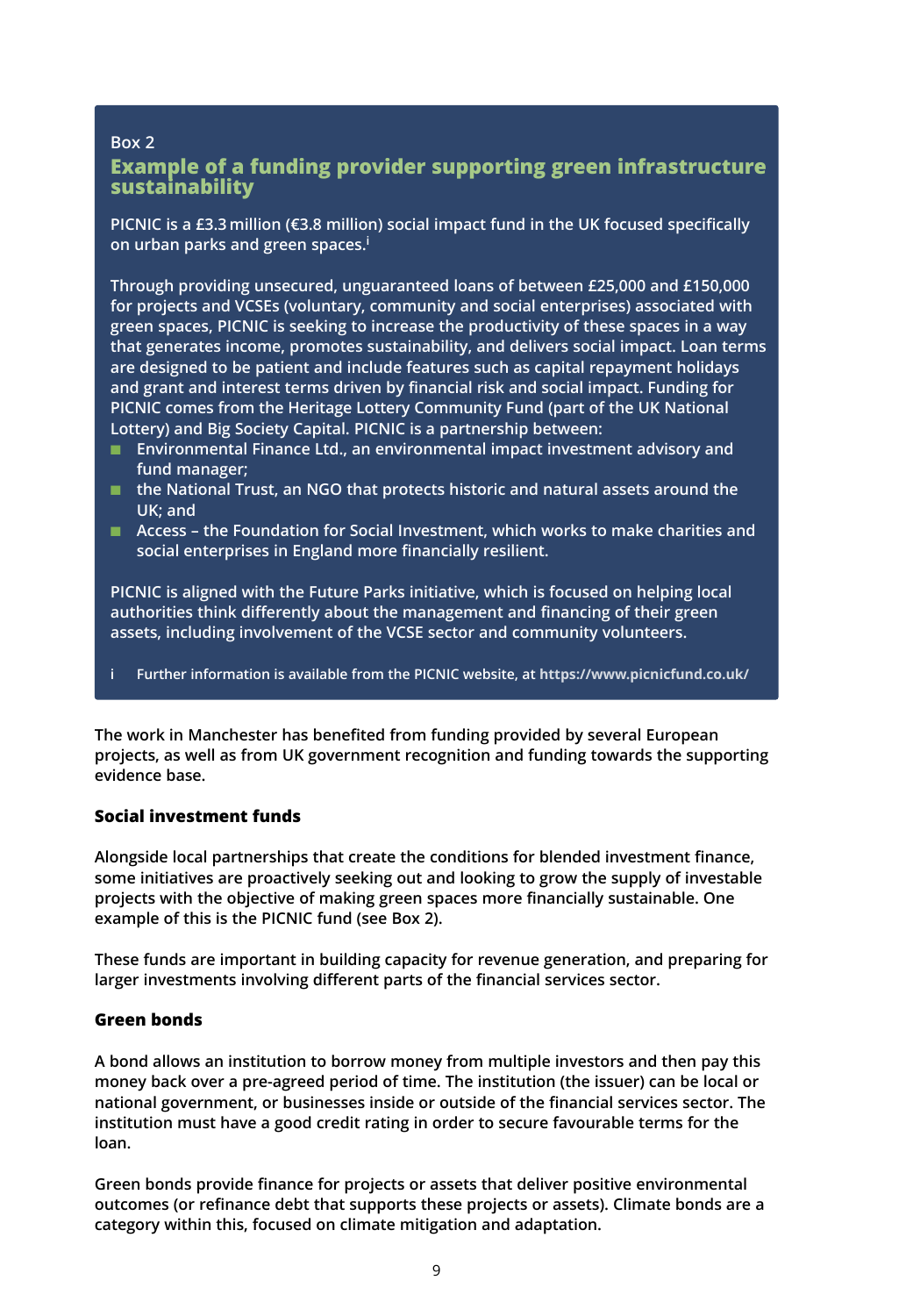Box 2

### Example of a funding provider supporting green infrastructure sustainability

PICNIC is a £3.3 million (€3.8 million) social impact fund in the UK focused specifically on urban parks and green spaces.[i]

Through providing unsecured, unguaranteed loans of between £25,000 and £150,000 for projects and VCSEs (voluntary, community and social enterprises) associated with green spaces, PICNIC is seeking to increase the productivity of these spaces in a way that generates income, promotes sustainability, and delivers social impact. Loan terms are designed to be patient and include features such as capital repayment holidays and grant and interest terms driven by financial risk and social impact. Funding for PICNIC comes from the Heritage Lottery Community Fund (part of the UK National Lottery) and Big Society Capital. PICNIC is a partnership between:

- Environmental Finance Ltd., an environmental impact investment advisory and fund manager;
- the National Trust, an NGO that protects historic and natural assets around the UK; and
- Access – the Foundation for Social Investment, which works to make charities and social enterprises in England more financially resilient.

PICNIC is aligned with the Future Parks initiative, which is focused on helping local authorities think differently about the management and financing of their green assets, including involvement of the VCSE sector and community volunteers.

i Further information is available from the PICNIC website, at **https://www.picnicfund.co.uk/**

The work in Manchester has benefited from funding provided by several European projects, as well as from UK government recognition and funding towards the supporting evidence base.

### Social investment funds

Alongside local partnerships that create the conditions for blended investment finance, some initiatives are proactively seeking out and looking to grow the supply of investable projects with the objective of making green spaces more financially sustainable. One example of this is the PICNIC fund (see Box 2).

These funds are important in building capacity for revenue generation, and preparing for larger investments involving different parts of the financial services sector.

### Green bonds

A bond allows an institution to borrow money from multiple investors and then pay this money back over a pre-agreed period of time. The institution (the issuer) can be local or national government, or businesses inside or outside of the financial services sector. The institution must have a good credit rating in order to secure favourable terms for the loan.

Green bonds provide finance for projects or assets that deliver positive environmental outcomes (or refinance debt that supports these projects or assets). Climate bonds are a category within this, focused on climate mitigation and adaptation.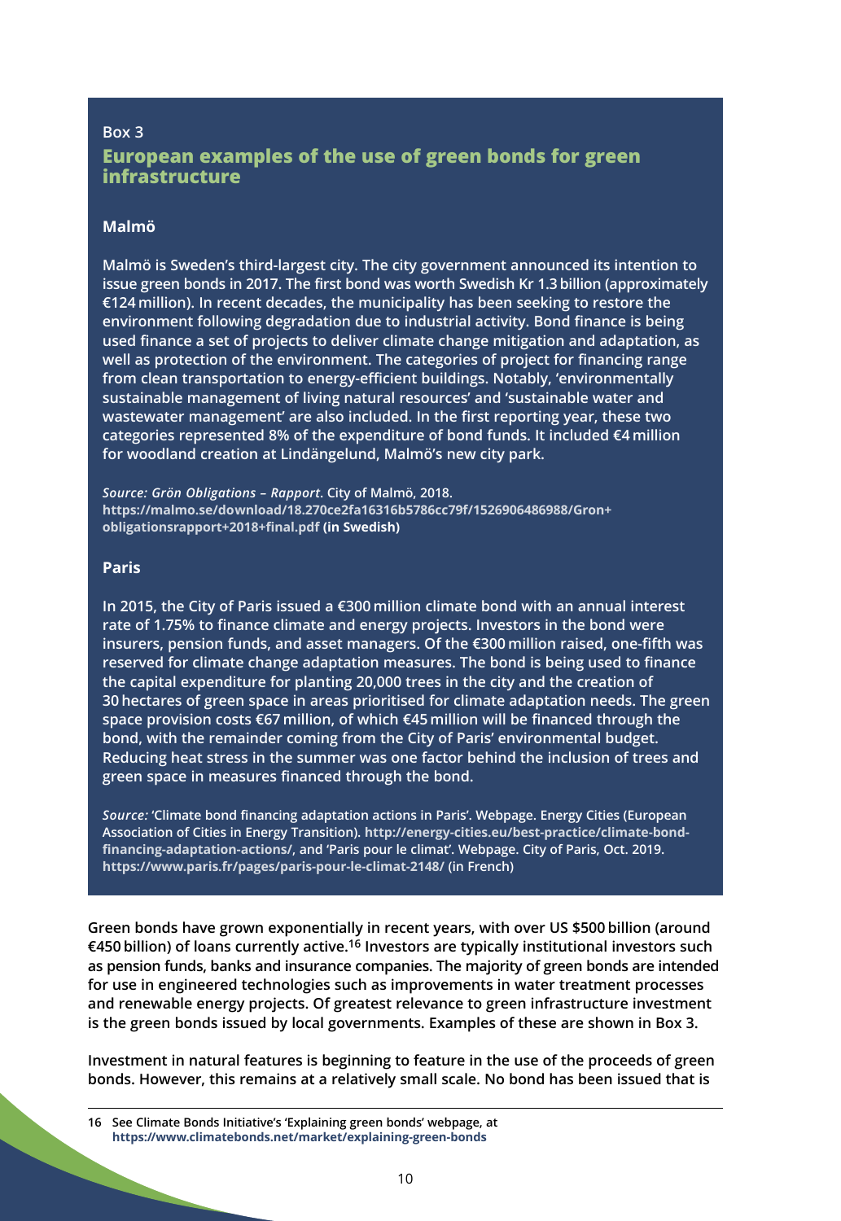Box 3

## European examples of the use of green bonds for green infrastructure

### Malmö

Malmö is Sweden's third-largest city. The city government announced its intention to issue green bonds in 2017. The first bond was worth Swedish Kr 1.3 billion (approximately €124 million). In recent decades, the municipality has been seeking to restore the environment following degradation due to industrial activity. Bond finance is being used finance a set of projects to deliver climate change mitigation and adaptation, as well as protection of the environment. The categories of project for financing range from clean transportation to energy-efficient buildings. Notably, 'environmentally sustainable management of living natural resources' and 'sustainable water and wastewater management' are also included. In the first reporting year, these two categories represented 8% of the expenditure of bond funds. It included €4 million for woodland creation at Lindängelund, Malmö's new city park.

*Source: Grön Obligations – Rapport*. City of Malmö, 2018. https://malmo.se/download/18.270ce2fa16316b5786cc79f/1526906486988/Gron+obligationsrapport+2018+final.pdf (in Swedish)

### Paris

In 2015, the City of Paris issued a €300 million climate bond with an annual interest rate of 1.75% to finance climate and energy projects. Investors in the bond were insurers, pension funds, and asset managers. Of the €300 million raised, one-fifth was reserved for climate change adaptation measures. The bond is being used to finance the capital expenditure for planting 20,000 trees in the city and the creation of 30 hectares of green space in areas prioritised for climate adaptation needs. The green space provision costs €67 million, of which €45 million will be financed through the bond, with the remainder coming from the City of Paris' environmental budget. Reducing heat stress in the summer was one factor behind the inclusion of trees and green space in measures financed through the bond.

*Source:* 'Climate bond financing adaptation actions in Paris'. Webpage. Energy Cities (European Association of Cities in Energy Transition). http://energy-cities.eu/best-practice/climate-bond-financing-adaptation-actions/, and 'Paris pour le climat'. Webpage. City of Paris, Oct. 2019. https://www.paris.fr/pages/paris-pour-le-climat-2148/ (in French)

Green bonds have grown exponentially in recent years, with over US $500 billion (around €450 billion) of loans currently active.[16] Investors are typically institutional investors such as pension funds, banks and insurance companies. The majority of green bonds are intended for use in engineered technologies such as improvements in water treatment processes and renewable energy projects. Of greatest relevance to green infrastructure investment is the green bonds issued by local governments. Examples of these are shown in Box 3.

Investment in natural features is beginning to feature in the use of the proceeds of green bonds. However, this remains at a relatively small scale. No bond has been issued that is

16 See Climate Bonds Initiative's 'Explaining green bonds' webpage, at https://www.climatebonds.net/market/explaining-green-bonds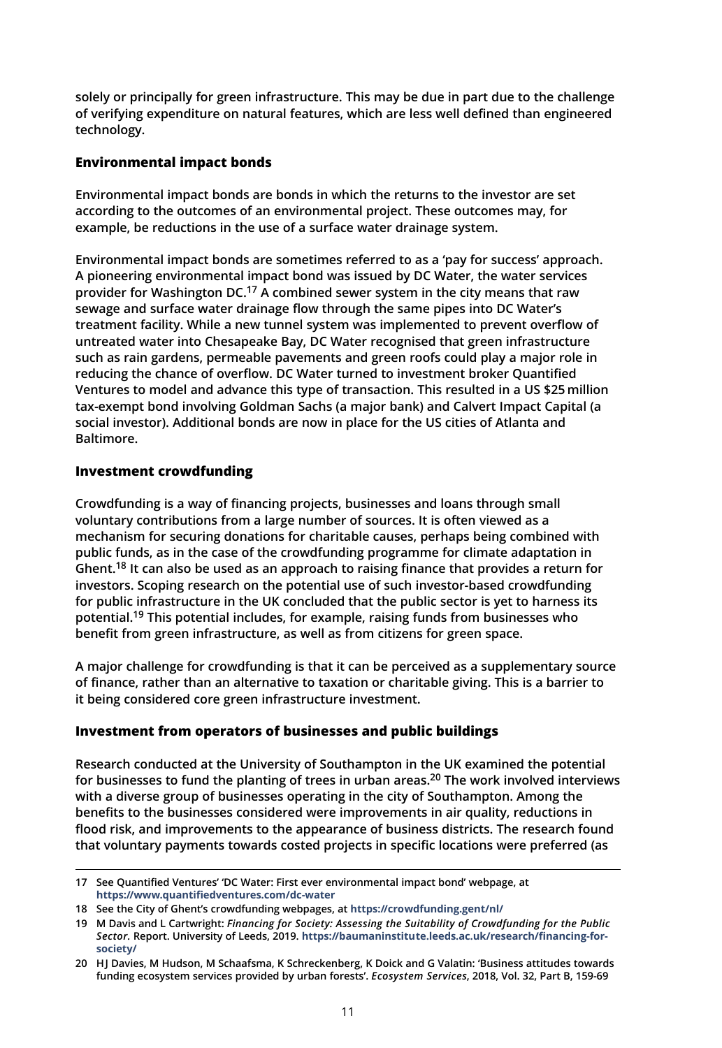solely or principally for green infrastructure. This may be due in part due to the challenge of verifying expenditure on natural features, which are less well defined than engineered technology.

### Environmental impact bonds

Environmental impact bonds are bonds in which the returns to the investor are set according to the outcomes of an environmental project. These outcomes may, for example, be reductions in the use of a surface water drainage system.

Environmental impact bonds are sometimes referred to as a 'pay for success' approach. A pioneering environmental impact bond was issued by DC Water, the water services provider for Washington DC.[17] A combined sewer system in the city means that raw sewage and surface water drainage flow through the same pipes into DC Water's treatment facility. While a new tunnel system was implemented to prevent overflow of untreated water into Chesapeake Bay, DC Water recognised that green infrastructure such as rain gardens, permeable pavements and green roofs could play a major role in reducing the chance of overflow. DC Water turned to investment broker Quantified Ventures to model and advance this type of transaction. This resulted in a US $25 million tax-exempt bond involving Goldman Sachs (a major bank) and Calvert Impact Capital (a social investor). Additional bonds are now in place for the US cities of Atlanta and Baltimore.

### Investment crowdfunding

Crowdfunding is a way of financing projects, businesses and loans through small voluntary contributions from a large number of sources. It is often viewed as a mechanism for securing donations for charitable causes, perhaps being combined with public funds, as in the case of the crowdfunding programme for climate adaptation in Ghent.[18] It can also be used as an approach to raising finance that provides a return for investors. Scoping research on the potential use of such investor-based crowdfunding for public infrastructure in the UK concluded that the public sector is yet to harness its potential.[19] This potential includes, for example, raising funds from businesses who benefit from green infrastructure, as well as from citizens for green space.

A major challenge for crowdfunding is that it can be perceived as a supplementary source of finance, rather than an alternative to taxation or charitable giving. This is a barrier to it being considered core green infrastructure investment.

### Investment from operators of businesses and public buildings

Research conducted at the University of Southampton in the UK examined the potential for businesses to fund the planting of trees in urban areas.[20] The work involved interviews with a diverse group of businesses operating in the city of Southampton. Among the benefits to the businesses considered were improvements in air quality, reductions in flood risk, and improvements to the appearance of business districts. The research found that voluntary payments towards costed projects in specific locations were preferred (as

---

17 See Quantified Ventures' 'DC Water: First ever environmental impact bond' webpage, at **https://www.quantifiedventures.com/dc-water**

18 See the City of Ghent's crowdfunding webpages, at **https://crowdfunding.gent/nl/**

19 M Davis and L Cartwright: *Financing for Society: Assessing the Suitability of Crowdfunding for the Public Sector.* Report. University of Leeds, 2019. **https://baumaninstitute.leeds.ac.uk/research/financing-for-society/**

20 H J Davies, M Hudson, M Schaafsma, K Schreckenberg, K Doick and G Valatin: 'Business attitudes towards funding ecosystem services provided by urban forests'. *Ecosystem Services*, 2018, Vol. 32, Part B, 159-69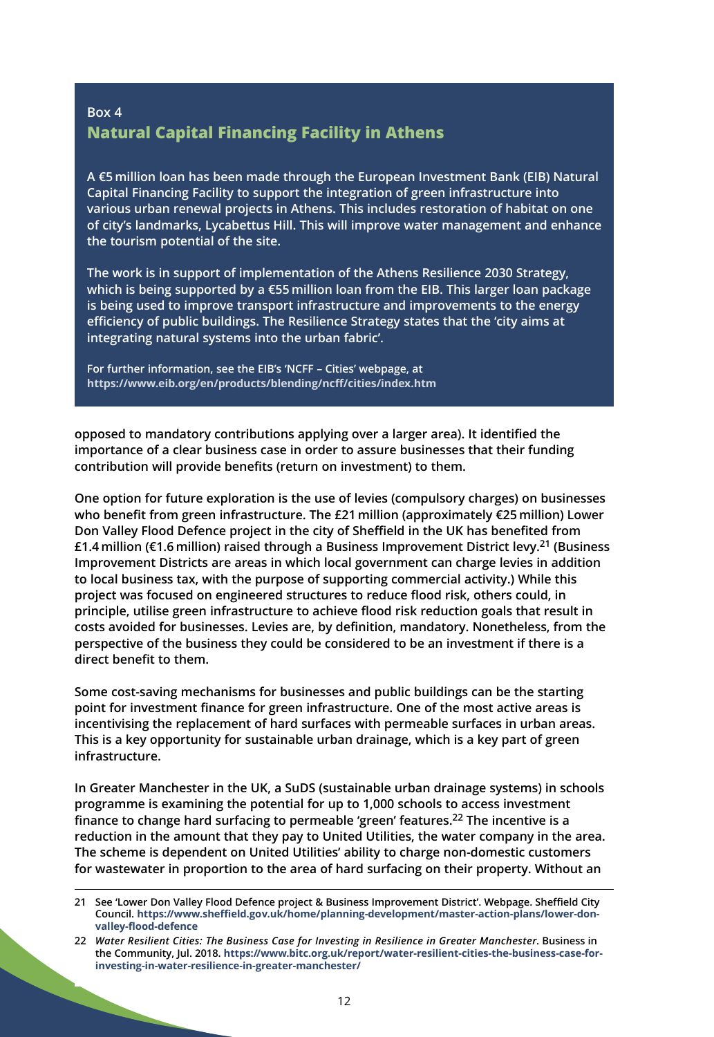Box 4

## Natural Capital Financing Facility in Athens

A €5 million loan has been made through the European Investment Bank (EIB) Natural Capital Financing Facility to support the integration of green infrastructure into various urban renewal projects in Athens. This includes restoration of habitat on one of city's landmarks, Lycabettus Hill. This will improve water management and enhance the tourism potential of the site.

The work is in support of implementation of the Athens Resilience 2030 Strategy, which is being supported by a €55 million loan from the EIB. This larger loan package is being used to improve transport infrastructure and improvements to the energy efficiency of public buildings. The Resilience Strategy states that the 'city aims at integrating natural systems into the urban fabric'.

For further information, see the EIB's 'NCFF – Cities' webpage, at https://www.eib.org/en/products/blending/ncff/cities/index.htm

opposed to mandatory contributions applying over a larger area). It identified the importance of a clear business case in order to assure businesses that their funding contribution will provide benefits (return on investment) to them.

One option for future exploration is the use of levies (compulsory charges) on businesses who benefit from green infrastructure. The £21 million (approximately €25 million) Lower Don Valley Flood Defence project in the city of Sheffield in the UK has benefited from £1.4 million (€1.6 million) raised through a Business Improvement District levy.[21] (Business Improvement Districts are areas in which local government can charge levies in addition to local business tax, with the purpose of supporting commercial activity.) While this project was focused on engineered structures to reduce flood risk, others could, in principle, utilise green infrastructure to achieve flood risk reduction goals that result in costs avoided for businesses. Levies are, by definition, mandatory. Nonetheless, from the perspective of the business they could be considered to be an investment if there is a direct benefit to them.

Some cost-saving mechanisms for businesses and public buildings can be the starting point for investment finance for green infrastructure. One of the most active areas is incentivising the replacement of hard surfaces with permeable surfaces in urban areas. This is a key opportunity for sustainable urban drainage, which is a key part of green infrastructure.

In Greater Manchester in the UK, a SuDS (sustainable urban drainage systems) in schools programme is examining the potential for up to 1,000 schools to access investment finance to change hard surfacing to permeable 'green' features.[22] The incentive is a reduction in the amount that they pay to United Utilities, the water company in the area. The scheme is dependent on United Utilities' ability to charge non-domestic customers for wastewater in proportion to the area of hard surfacing on their property. Without an

---

21 See 'Lower Don Valley Flood Defence project & Business Improvement District'. Webpage. Sheffield City Council. https://www.sheffield.gov.uk/home/planning-development/master-action-plans/lower-don-valley-flood-defence

22 *Water Resilient Cities: The Business Case for Investing in Resilience in Greater Manchester*. Business in the Community, Jul. 2018. https://www.bitc.org.uk/report/water-resilient-cities-the-business-case-for-investing-in-water-resilience-in-greater-manchester/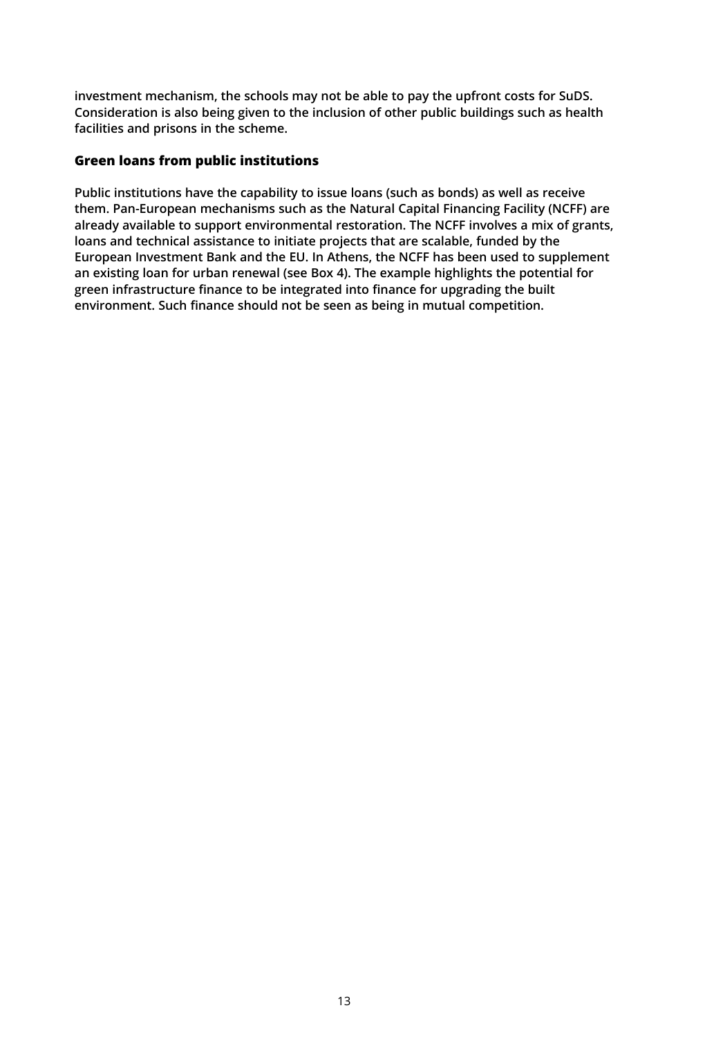investment mechanism, the schools may not be able to pay the upfront costs for SuDS. Consideration is also being given to the inclusion of other public buildings such as health facilities and prisons in the scheme.

## Green loans from public institutions

Public institutions have the capability to issue loans (such as bonds) as well as receive them. Pan-European mechanisms such as the Natural Capital Financing Facility (NCFF) are already available to support environmental restoration. The NCFF involves a mix of grants, loans and technical assistance to initiate projects that are scalable, funded by the European Investment Bank and the EU. In Athens, the NCFF has been used to supplement an existing loan for urban renewal (see Box 4). The example highlights the potential for green infrastructure finance to be integrated into finance for upgrading the built environment. Such finance should not be seen as being in mutual competition.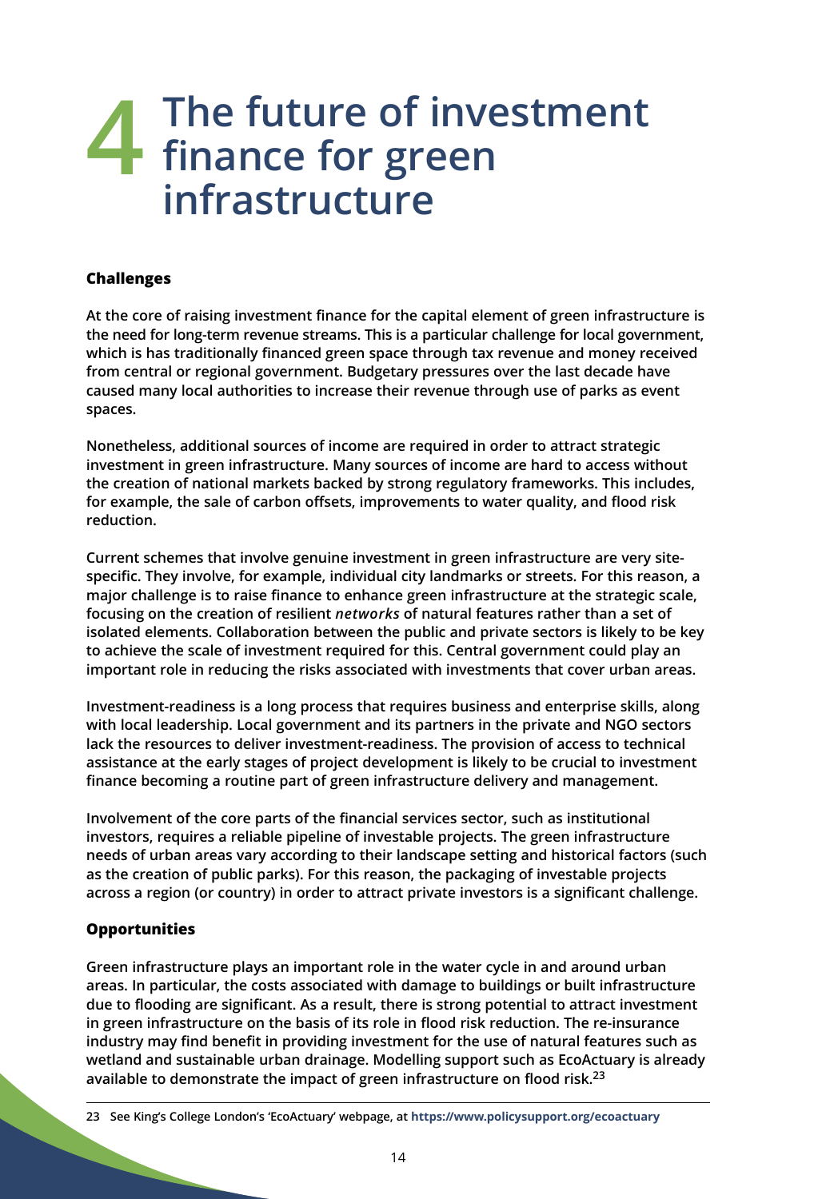# 4 The future of investment finance for green infrastructure

### Challenges

**At the core of raising investment finance for the capital element of green infrastructure is the need for long-term revenue streams. This is a particular challenge for local government, which is has traditionally financed green space through tax revenue and money received from central or regional government. Budgetary pressures over the last decade have caused many local authorities to increase their revenue through use of parks as event spaces.**

**Nonetheless, additional sources of income are required in order to attract strategic investment in green infrastructure. Many sources of income are hard to access without the creation of national markets backed by strong regulatory frameworks. This includes, for example, the sale of carbon offsets, improvements to water quality, and flood risk reduction.**

**Current schemes that involve genuine investment in green infrastructure are very site-specific. They involve, for example, individual city landmarks or streets. For this reason, a major challenge is to raise finance to enhance green infrastructure at the strategic scale, focusing on the creation of resilient *networks* of natural features rather than a set of isolated elements. Collaboration between the public and private sectors is likely to be key to achieve the scale of investment required for this. Central government could play an important role in reducing the risks associated with investments that cover urban areas.**

**Investment-readiness is a long process that requires business and enterprise skills, along with local leadership. Local government and its partners in the private and NGO sectors lack the resources to deliver investment-readiness. The provision of access to technical assistance at the early stages of project development is likely to be crucial to investment finance becoming a routine part of green infrastructure delivery and management.**

**Involvement of the core parts of the financial services sector, such as institutional investors, requires a reliable pipeline of investable projects. The green infrastructure needs of urban areas vary according to their landscape setting and historical factors (such as the creation of public parks). For this reason, the packaging of investable projects across a region (or country) in order to attract private investors is a significant challenge.**

### Opportunities

**Green infrastructure plays an important role in the water cycle in and around urban areas. In particular, the costs associated with damage to buildings or built infrastructure due to flooding are significant. As a result, there is strong potential to attract investment in green infrastructure on the basis of its role in flood risk reduction. The re-insurance industry may find benefit in providing investment for the use of natural features such as wetland and sustainable urban drainage. Modelling support such as EcoActuary is already available to demonstrate the impact of green infrastructure on flood risk.[23]**

---

23 See King's College London's 'EcoActuary' webpage, at https://www.policysupport.org/ecoactuary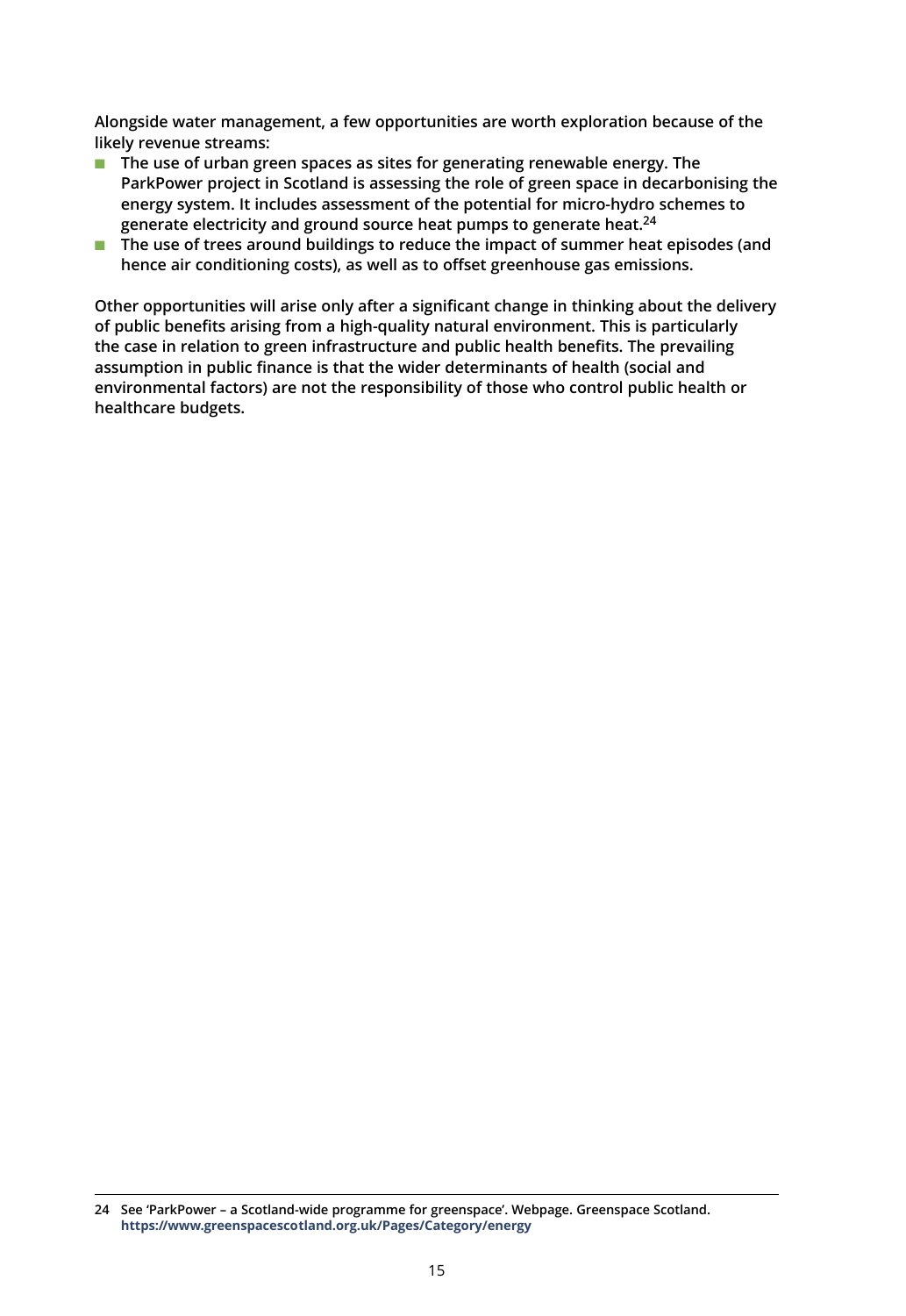Alongside water management, a few opportunities are worth exploration because of the likely revenue streams:

- The use of urban green spaces as sites for generating renewable energy. The ParkPower project in Scotland is assessing the role of green space in decarbonising the energy system. It includes assessment of the potential for micro-hydro schemes to generate electricity and ground source heat pumps to generate heat.[24]
- The use of trees around buildings to reduce the impact of summer heat episodes (and hence air conditioning costs), as well as to offset greenhouse gas emissions.

Other opportunities will arise only after a significant change in thinking about the delivery of public benefits arising from a high-quality natural environment. This is particularly the case in relation to green infrastructure and public health benefits. The prevailing assumption in public finance is that the wider determinants of health (social and environmental factors) are not the responsibility of those who control public health or healthcare budgets.

---

24 See 'ParkPower – a Scotland-wide programme for greenspace'. Webpage. Greenspace Scotland. https://www.greenspacescotland.org.uk/Pages/Category/energy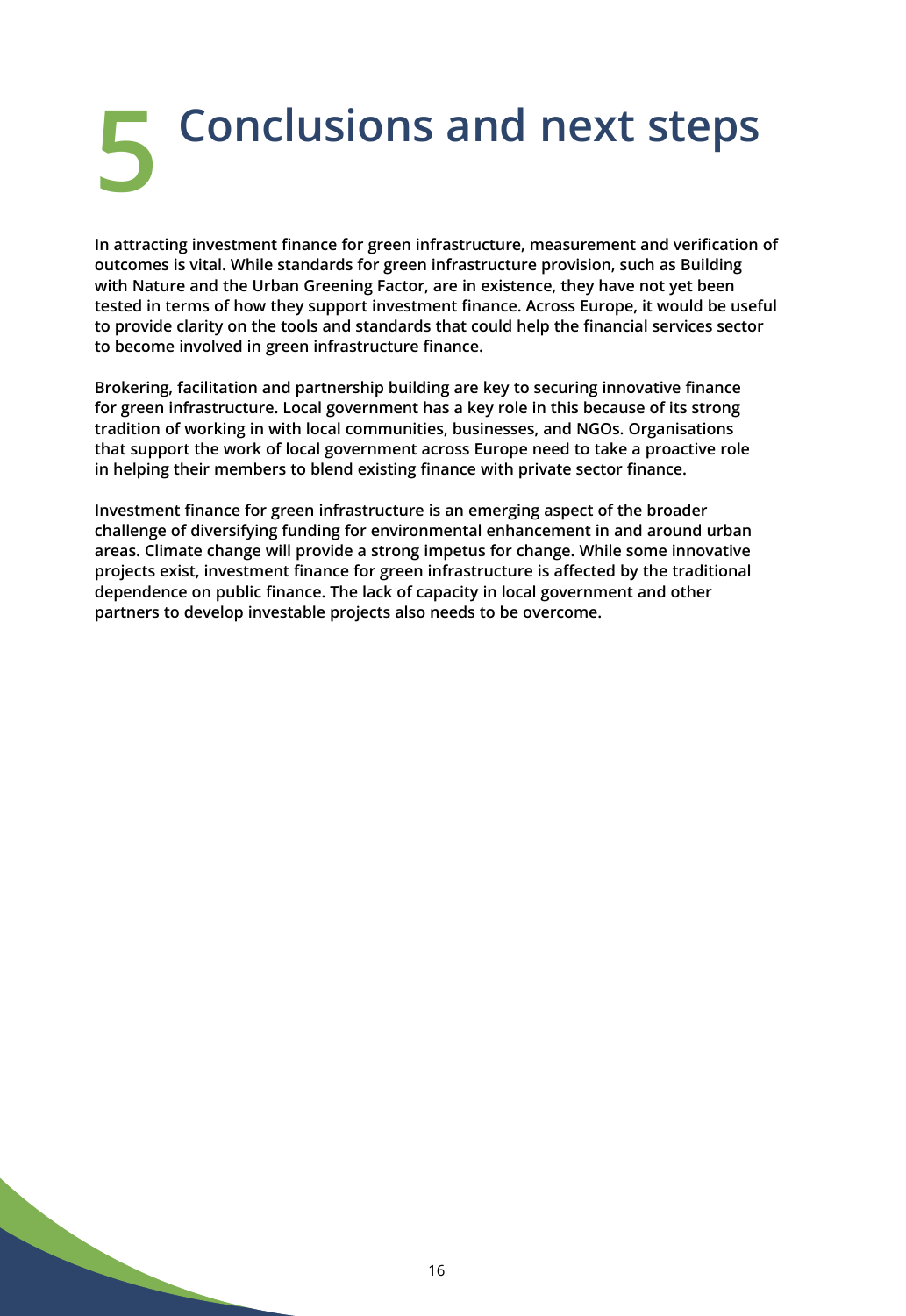# 5 Conclusions and next steps

**In attracting investment finance for green infrastructure, measurement and verification of outcomes is vital. While standards for green infrastructure provision, such as Building with Nature and the Urban Greening Factor, are in existence, they have not yet been tested in terms of how they support investment finance. Across Europe, it would be useful to provide clarity on the tools and standards that could help the financial services sector to become involved in green infrastructure finance.**

**Brokering, facilitation and partnership building are key to securing innovative finance for green infrastructure. Local government has a key role in this because of its strong tradition of working in with local communities, businesses, and NGOs. Organisations that support the work of local government across Europe need to take a proactive role in helping their members to blend existing finance with private sector finance.**

**Investment finance for green infrastructure is an emerging aspect of the broader challenge of diversifying funding for environmental enhancement in and around urban areas. Climate change will provide a strong impetus for change. While some innovative projects exist, investment finance for green infrastructure is affected by the traditional dependence on public finance. The lack of capacity in local government and other partners to develop investable projects also needs to be overcome.**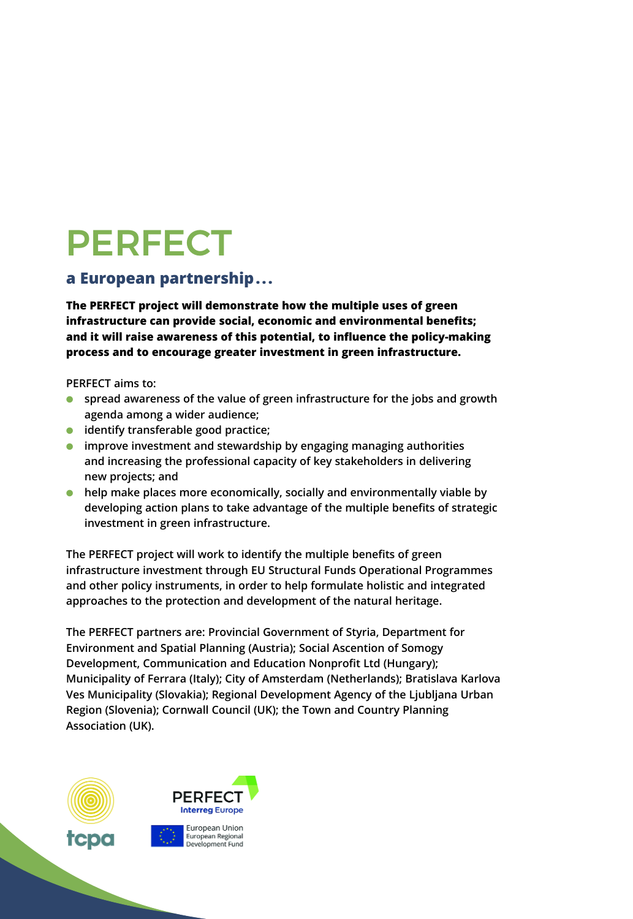# PERFECT

## a European partnership…

**The PERFECT project will demonstrate how the multiple uses of green infrastructure can provide social, economic and environmental benefits; and it will raise awareness of this potential, to influence the policy-making process and to encourage greater investment in green infrastructure.**

PERFECT aims to:

- spread awareness of the value of green infrastructure for the jobs and growth agenda among a wider audience;
- identify transferable good practice;
- improve investment and stewardship by engaging managing authorities and increasing the professional capacity of key stakeholders in delivering new projects; and
- help make places more economically, socially and environmentally viable by developing action plans to take advantage of the multiple benefits of strategic investment in green infrastructure.

The PERFECT project will work to identify the multiple benefits of green infrastructure investment through EU Structural Funds Operational Programmes and other policy instruments, in order to help formulate holistic and integrated approaches to the protection and development of the natural heritage.

The PERFECT partners are: Provincial Government of Styria, Department for Environment and Spatial Planning (Austria); Social Ascention of Somogy Development, Communication and Education Nonprofit Ltd (Hungary); Municipality of Ferrara (Italy); City of Amsterdam (Netherlands); Bratislava Karlova Ves Municipality (Slovakia); Regional Development Agency of the Ljubljana Urban Region (Slovenia); Cornwall Council (UK); the Town and Country Planning Association (UK).

tcpa

PERFECT
Interreg Europe

European Union
European Regional
Development Fund